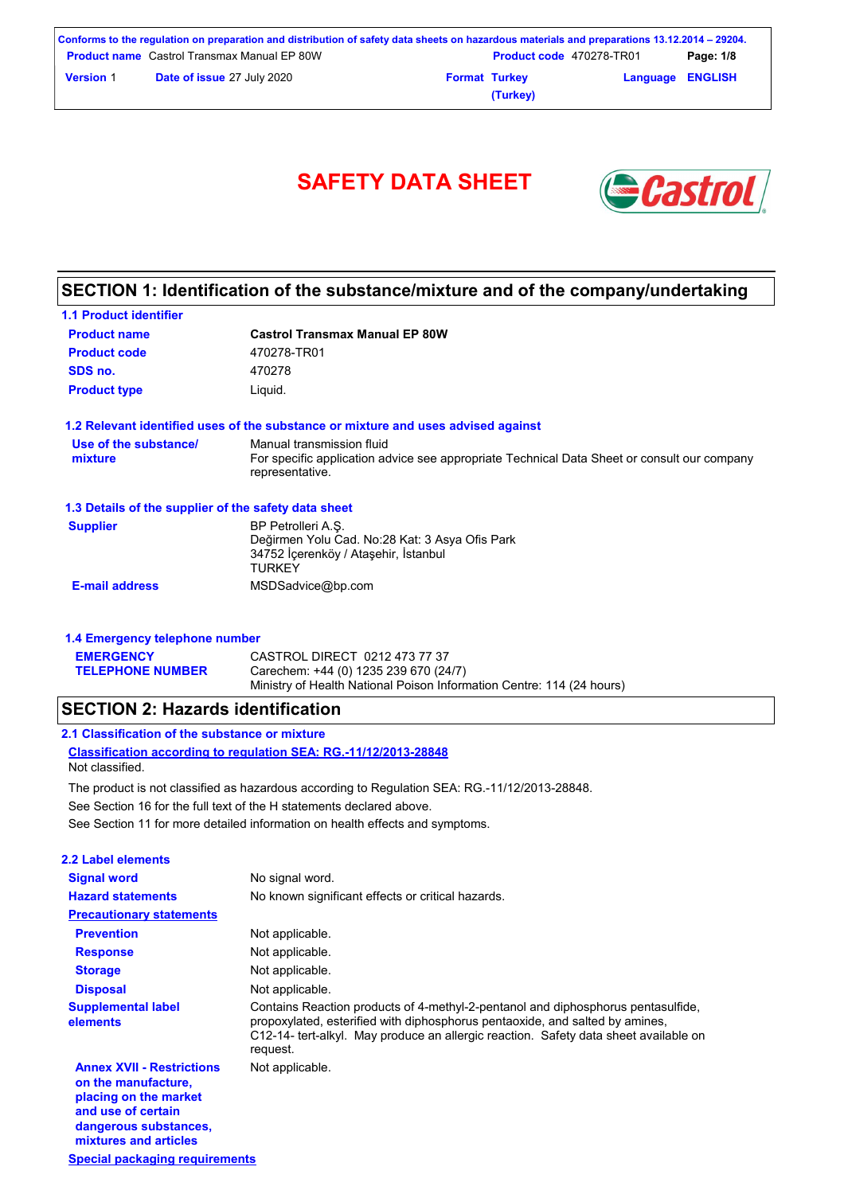# SAFETY DATA SHEET

## SECTION 1: Identification of the substance/mixture and of the company/undertaking

### 1.1 Product identifier

| | |
|---|---|
| **Product name** | **Castrol Transmax Manual EP 80W** |
| **Product code** | 470278-TR01 |
| **SDS no.** | 470278 |
| **Product type** | Liquid. |

### 1.2 Relevant identified uses of the substance or mixture and uses advised against

| | |
|---|---|
| **Use of the substance/ mixture** | Manual transmission fluid<br>For specific application advice see appropriate Technical Data Sheet or consult our company representative. |

### 1.3 Details of the supplier of the safety data sheet

| | |
|---|---|
| **Supplier** | BP Petrolleri A.Ş.<br>Değirmen Yolu Cad. No:28 Kat: 3 Asya Ofis Park<br>34752 İçerenköy / Ataşehir, İstanbul<br>TURKEY |
| **E-mail address** | MSDSadvice@bp.com |

### 1.4 Emergency telephone number

| | |
|---|---|
| **EMERGENCY TELEPHONE NUMBER** | CASTROL DIRECT 0212 473 77 37<br>Carechem: +44 (0) 1235 239 670 (24/7)<br>Ministry of Health National Poison Information Centre: 114 (24 hours) |

## SECTION 2: Hazards identification

### 2.1 Classification of the substance or mixture

**Classification according to regulation SEA: RG.-11/12/2013-28848**

Not classified.

The product is not classified as hazardous according to Regulation SEA: RG.-11/12/2013-28848.

See Section 16 for the full text of the H statements declared above.

See Section 11 for more detailed information on health effects and symptoms.

### 2.2 Label elements

| | |
|---|---|
| **Signal word** | No signal word. |
| **Hazard statements** | No known significant effects or critical hazards. |
| **Precautionary statements** | |
| **Prevention** | Not applicable. |
| **Response** | Not applicable. |
| **Storage** | Not applicable. |
| **Disposal** | Not applicable. |
| **Supplemental label elements** | Contains Reaction products of 4-methyl-2-pentanol and diphosphorus pentasulfide, propoxylated, esterified with diphosphorus pentaoxide, and salted by amines, C12-14- tert-alkyl. May produce an allergic reaction. Safety data sheet available on request. |
| **Annex XVII - Restrictions on the manufacture, placing on the market and use of certain dangerous substances, mixtures and articles** | Not applicable. |

**Special packaging requirements**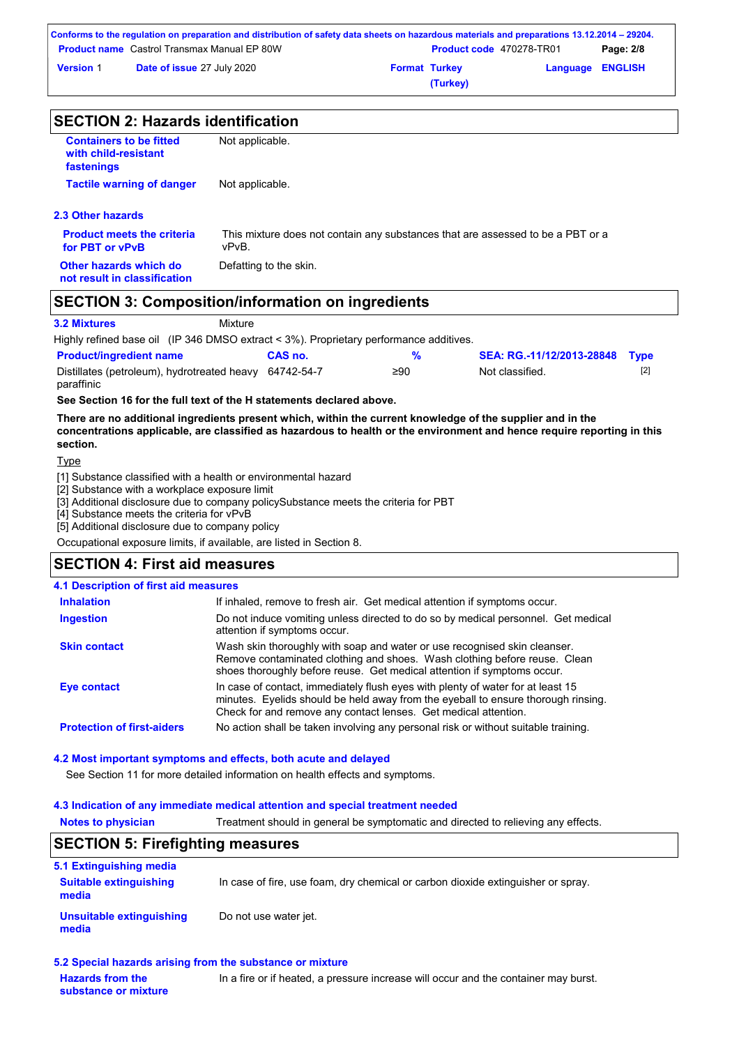## SECTION 2: Hazards identification

| | |
|---|---|
| **Containers to be fitted with child-resistant fastenings** | Not applicable. |
| **Tactile warning of danger** | Not applicable. |

### 2.3 Other hazards

| | |
|---|---|
| **Product meets the criteria for PBT or vPvB** | This mixture does not contain any substances that are assessed to be a PBT or a vPvB. |
| **Other hazards which do not result in classification** | Defatting to the skin. |

## SECTION 3: Composition/information on ingredients

**3.2 Mixtures** Mixture

Highly refined base oil (IP 346 DMSO extract < 3%). Proprietary performance additives.

| Product/ingredient name | CAS no. | % | SEA: RG.-11/12/2013-28848 | Type |
|---|---|---|---|---|
| Distillates (petroleum), hydrotreated heavy paraffinic | 64742-54-7 | ≥90 | Not classified. | [2] |

**See Section 16 for the full text of the H statements declared above.**

**There are no additional ingredients present which, within the current knowledge of the supplier and in the concentrations applicable, are classified as hazardous to health or the environment and hence require reporting in this section.**

Type

[1] Substance classified with a health or environmental hazard
[2] Substance with a workplace exposure limit
[3] Additional disclosure due to company policySubstance meets the criteria for PBT
[4] Substance meets the criteria for vPvB
[5] Additional disclosure due to company policy

Occupational exposure limits, if available, are listed in Section 8.

## SECTION 4: First aid measures

### 4.1 Description of first aid measures

| | |
|---|---|
| **Inhalation** | If inhaled, remove to fresh air. Get medical attention if symptoms occur. |
| **Ingestion** | Do not induce vomiting unless directed to do so by medical personnel. Get medical attention if symptoms occur. |
| **Skin contact** | Wash skin thoroughly with soap and water or use recognised skin cleanser. Remove contaminated clothing and shoes. Wash clothing before reuse. Clean shoes thoroughly before reuse. Get medical attention if symptoms occur. |
| **Eye contact** | In case of contact, immediately flush eyes with plenty of water for at least 15 minutes. Eyelids should be held away from the eyeball to ensure thorough rinsing. Check for and remove any contact lenses. Get medical attention. |
| **Protection of first-aiders** | No action shall be taken involving any personal risk or without suitable training. |

### 4.2 Most important symptoms and effects, both acute and delayed

See Section 11 for more detailed information on health effects and symptoms.

### 4.3 Indication of any immediate medical attention and special treatment needed

| | |
|---|---|
| **Notes to physician** | Treatment should in general be symptomatic and directed to relieving any effects. |

## SECTION 5: Firefighting measures

### 5.1 Extinguishing media

| | |
|---|---|
| **Suitable extinguishing media** | In case of fire, use foam, dry chemical or carbon dioxide extinguisher or spray. |
| **Unsuitable extinguishing media** | Do not use water jet. |

### 5.2 Special hazards arising from the substance or mixture

| | |
|---|---|
| **Hazards from the substance or mixture** | In a fire or if heated, a pressure increase will occur and the container may burst. |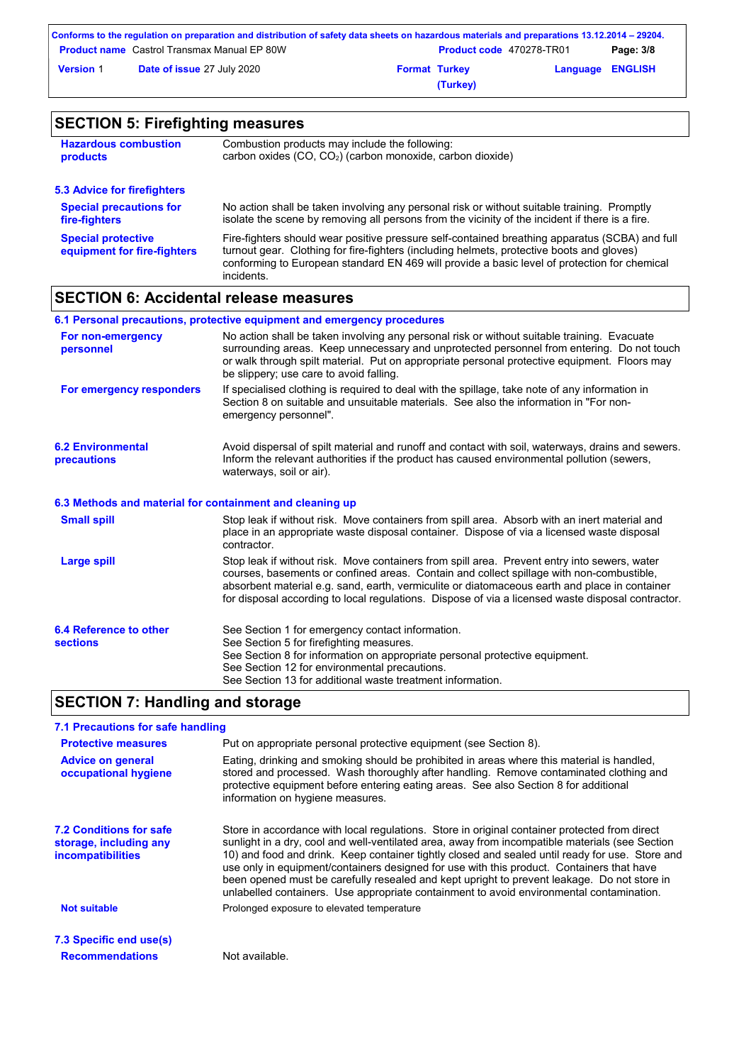## SECTION 5: Firefighting measures

**Hazardous combustion products**

Combustion products may include the following:
carbon oxides (CO, $CO_2$) (carbon monoxide, carbon dioxide)

### 5.3 Advice for firefighters

**Special precautions for fire-fighters**

No action shall be taken involving any personal risk or without suitable training. Promptly isolate the scene by removing all persons from the vicinity of the incident if there is a fire.

**Special protective equipment for fire-fighters**

Fire-fighters should wear positive pressure self-contained breathing apparatus (SCBA) and full turnout gear. Clothing for fire-fighters (including helmets, protective boots and gloves) conforming to European standard EN 469 will provide a basic level of protection for chemical incidents.

## SECTION 6: Accidental release measures

### 6.1 Personal precautions, protective equipment and emergency procedures

**For non-emergency personnel**

No action shall be taken involving any personal risk or without suitable training. Evacuate surrounding areas. Keep unnecessary and unprotected personnel from entering. Do not touch or walk through spilt material. Put on appropriate personal protective equipment. Floors may be slippery; use care to avoid falling.

**For emergency responders**

If specialised clothing is required to deal with the spillage, take note of any information in Section 8 on suitable and unsuitable materials. See also the information in "For non-emergency personnel".

### 6.2 Environmental precautions

Avoid dispersal of spilt material and runoff and contact with soil, waterways, drains and sewers. Inform the relevant authorities if the product has caused environmental pollution (sewers, waterways, soil or air).

### 6.3 Methods and material for containment and cleaning up

**Small spill**

Stop leak if without risk. Move containers from spill area. Absorb with an inert material and place in an appropriate waste disposal container. Dispose of via a licensed waste disposal contractor.

**Large spill**

Stop leak if without risk. Move containers from spill area. Prevent entry into sewers, water courses, basements or confined areas. Contain and collect spillage with non-combustible, absorbent material e.g. sand, earth, vermiculite or diatomaceous earth and place in container for disposal according to local regulations. Dispose of via a licensed waste disposal contractor.

### 6.4 Reference to other sections

See Section 1 for emergency contact information.
See Section 5 for firefighting measures.
See Section 8 for information on appropriate personal protective equipment.
See Section 12 for environmental precautions.
See Section 13 for additional waste treatment information.

## SECTION 7: Handling and storage

### 7.1 Precautions for safe handling

**Protective measures**

Put on appropriate personal protective equipment (see Section 8).

**Advice on general occupational hygiene**

Eating, drinking and smoking should be prohibited in areas where this material is handled, stored and processed. Wash thoroughly after handling. Remove contaminated clothing and protective equipment before entering eating areas. See also Section 8 for additional information on hygiene measures.

### 7.2 Conditions for safe storage, including any incompatibilities

Store in accordance with local regulations. Store in original container protected from direct sunlight in a dry, cool and well-ventilated area, away from incompatible materials (see Section 10) and food and drink. Keep container tightly closed and sealed until ready for use. Store and use only in equipment/containers designed for use with this product. Containers that have been opened must be carefully resealed and kept upright to prevent leakage. Do not store in unlabelled containers. Use appropriate containment to avoid environmental contamination.

**Not suitable**

Prolonged exposure to elevated temperature

### 7.3 Specific end use(s)

**Recommendations**

Not available.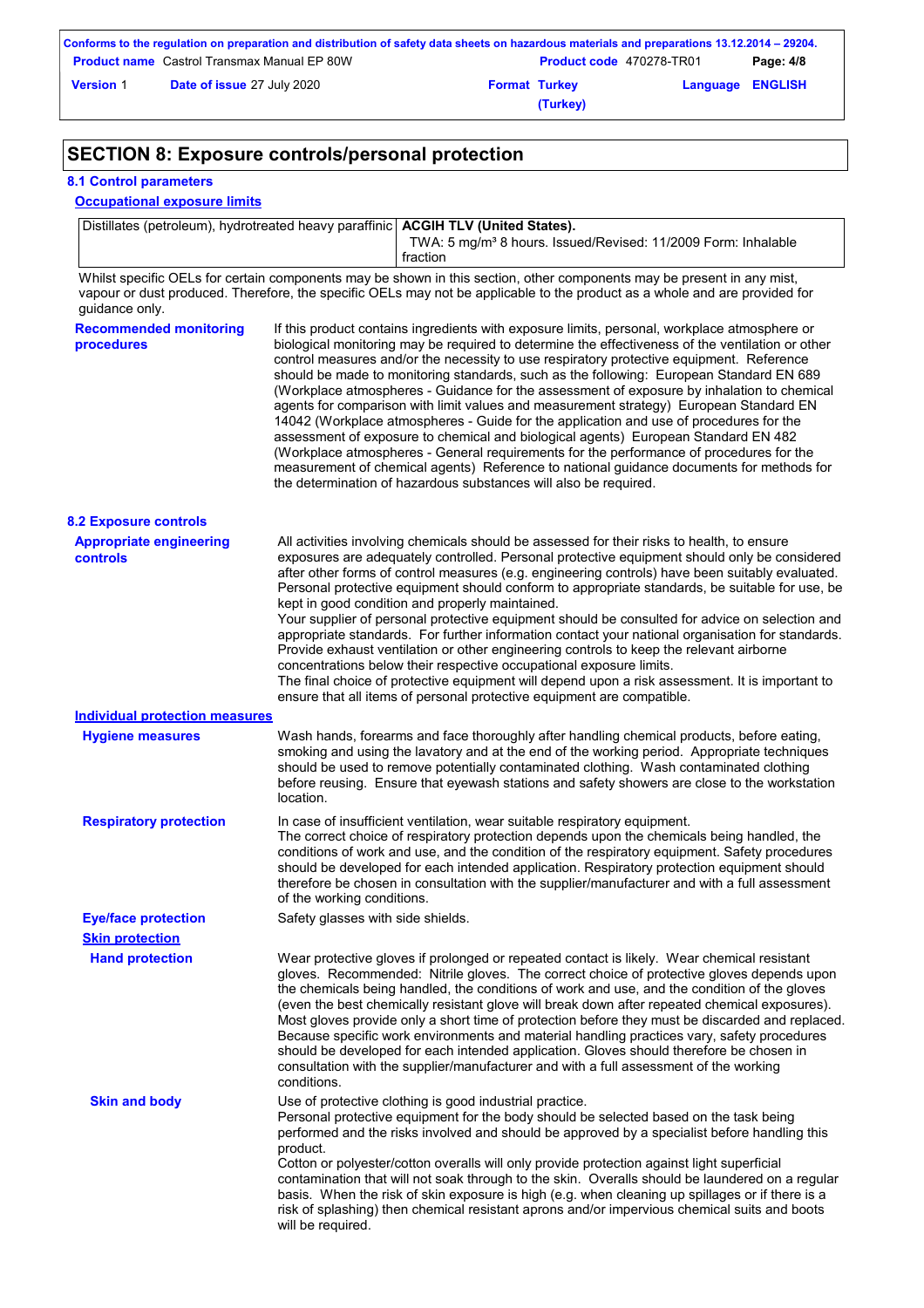## SECTION 8: Exposure controls/personal protection

### 8.1 Control parameters

**Occupational exposure limits**

| Distillates (petroleum), hydrotreated heavy paraffinic | **ACGIH TLV (United States).** TWA: 5 mg/m³ 8 hours. Issued/Revised: 11/2009 Form: Inhalable fraction |
|---|---|

Whilst specific OELs for certain components may be shown in this section, other components may be present in any mist, vapour or dust produced. Therefore, the specific OELs may not be applicable to the product as a whole and are provided for guidance only.

**Recommended monitoring procedures**

If this product contains ingredients with exposure limits, personal, workplace atmosphere or biological monitoring may be required to determine the effectiveness of the ventilation or other control measures and/or the necessity to use respiratory protective equipment. Reference should be made to monitoring standards, such as the following: European Standard EN 689 (Workplace atmospheres - Guidance for the assessment of exposure by inhalation to chemical agents for comparison with limit values and measurement strategy) European Standard EN 14042 (Workplace atmospheres - Guide for the application and use of procedures for the assessment of exposure to chemical and biological agents) European Standard EN 482 (Workplace atmospheres - General requirements for the performance of procedures for the measurement of chemical agents) Reference to national guidance documents for methods for the determination of hazardous substances will also be required.

### 8.2 Exposure controls

**Appropriate engineering controls**

All activities involving chemicals should be assessed for their risks to health, to ensure exposures are adequately controlled. Personal protective equipment should only be considered after other forms of control measures (e.g. engineering controls) have been suitably evaluated. Personal protective equipment should conform to appropriate standards, be suitable for use, be kept in good condition and properly maintained.
Your supplier of personal protective equipment should be consulted for advice on selection and appropriate standards. For further information contact your national organisation for standards.
Provide exhaust ventilation or other engineering controls to keep the relevant airborne concentrations below their respective occupational exposure limits.
The final choice of protective equipment will depend upon a risk assessment. It is important to ensure that all items of personal protective equipment are compatible.

**Individual protection measures**

**Hygiene measures**

Wash hands, forearms and face thoroughly after handling chemical products, before eating, smoking and using the lavatory and at the end of the working period. Appropriate techniques should be used to remove potentially contaminated clothing. Wash contaminated clothing before reusing. Ensure that eyewash stations and safety showers are close to the workstation location.

**Respiratory protection**

In case of insufficient ventilation, wear suitable respiratory equipment.
The correct choice of respiratory protection depends upon the chemicals being handled, the conditions of work and use, and the condition of the respiratory equipment. Safety procedures should be developed for each intended application. Respiratory protection equipment should therefore be chosen in consultation with the supplier/manufacturer and with a full assessment of the working conditions.

**Eye/face protection**

Safety glasses with side shields.

**Skin protection**

**Hand protection**

Wear protective gloves if prolonged or repeated contact is likely. Wear chemical resistant gloves. Recommended: Nitrile gloves. The correct choice of protective gloves depends upon the chemicals being handled, the conditions of work and use, and the condition of the gloves (even the best chemically resistant glove will break down after repeated chemical exposures). Most gloves provide only a short time of protection before they must be discarded and replaced. Because specific work environments and material handling practices vary, safety procedures should be developed for each intended application. Gloves should therefore be chosen in consultation with the supplier/manufacturer and with a full assessment of the working conditions.

**Skin and body**

Use of protective clothing is good industrial practice.
Personal protective equipment for the body should be selected based on the task being performed and the risks involved and should be approved by a specialist before handling this product.
Cotton or polyester/cotton overalls will only provide protection against light superficial contamination that will not soak through to the skin. Overalls should be laundered on a regular basis. When the risk of skin exposure is high (e.g. when cleaning up spillages or if there is a risk of splashing) then chemical resistant aprons and/or impervious chemical suits and boots will be required.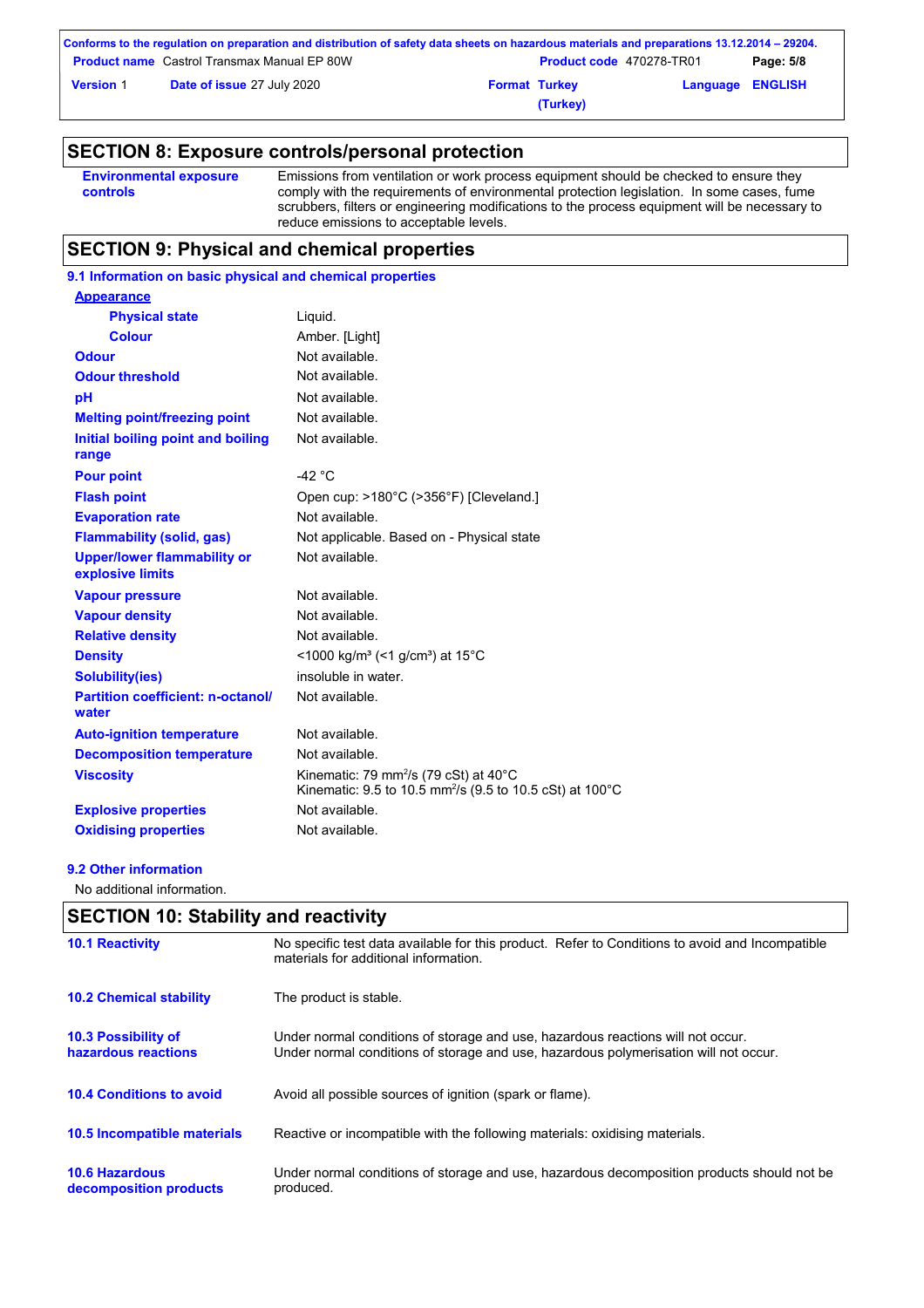## SECTION 8: Exposure controls/personal protection

| | |
|---|---|
| **Environmental exposure controls** | Emissions from ventilation or work process equipment should be checked to ensure they comply with the requirements of environmental protection legislation. In some cases, fume scrubbers, filters or engineering modifications to the process equipment will be necessary to reduce emissions to acceptable levels. |

## SECTION 9: Physical and chemical properties

### 9.1 Information on basic physical and chemical properties

| | |
|---|---|
| **Appearance** | |
| **Physical state** | Liquid. |
| **Colour** | Amber. [Light] |
| **Odour** | Not available. |
| **Odour threshold** | Not available. |
| **pH** | Not available. |
| **Melting point/freezing point** | Not available. |
| **Initial boiling point and boiling range** | Not available. |
| **Pour point** | -42 °C |
| **Flash point** | Open cup: >180°C (>356°F) [Cleveland.] |
| **Evaporation rate** | Not available. |
| **Flammability (solid, gas)** | Not applicable. Based on - Physical state |
| **Upper/lower flammability or explosive limits** | Not available. |
| **Vapour pressure** | Not available. |
| **Vapour density** | Not available. |
| **Relative density** | Not available. |
| **Density** | <1000 kg/m³ (<1 g/cm³) at 15°C |
| **Solubility(ies)** | insoluble in water. |
| **Partition coefficient: n-octanol/water** | Not available. |
| **Auto-ignition temperature** | Not available. |
| **Decomposition temperature** | Not available. |
| **Viscosity** | Kinematic: 79 mm$^2$/s (79 cSt) at 40°C<br>Kinematic: 9.5 to 10.5 mm$^2$/s (9.5 to 10.5 cSt) at 100°C |
| **Explosive properties** | Not available. |
| **Oxidising properties** | Not available. |

### 9.2 Other information

No additional information.

## SECTION 10: Stability and reactivity

| | |
|---|---|
| **10.1 Reactivity** | No specific test data available for this product. Refer to Conditions to avoid and Incompatible materials for additional information. |
| **10.2 Chemical stability** | The product is stable. |
| **10.3 Possibility of hazardous reactions** | Under normal conditions of storage and use, hazardous reactions will not occur.<br>Under normal conditions of storage and use, hazardous polymerisation will not occur. |
| **10.4 Conditions to avoid** | Avoid all possible sources of ignition (spark or flame). |
| **10.5 Incompatible materials** | Reactive or incompatible with the following materials: oxidising materials. |
| **10.6 Hazardous decomposition products** | Under normal conditions of storage and use, hazardous decomposition products should not be produced. |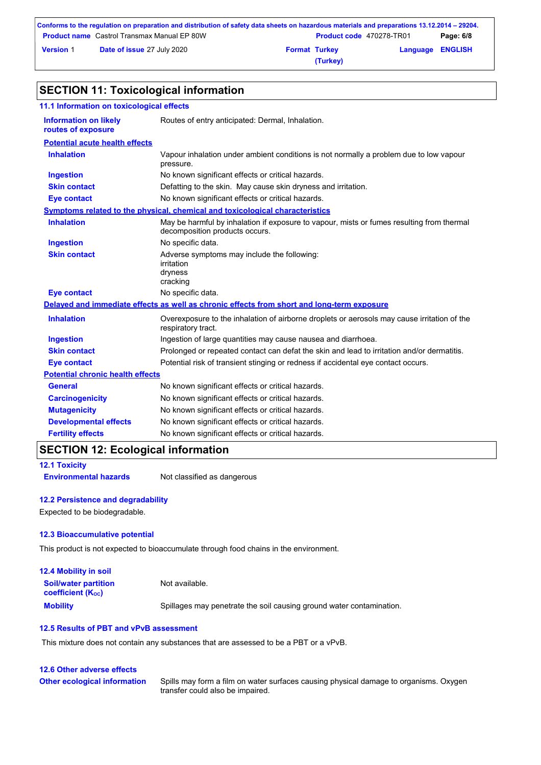## SECTION 11: Toxicological information

### 11.1 Information on toxicological effects

| | |
|---|---|
| **Information on likely routes of exposure** | Routes of entry anticipated: Dermal, Inhalation. |

**Potential acute health effects**

| | |
|---|---|
| **Inhalation** | Vapour inhalation under ambient conditions is not normally a problem due to low vapour pressure. |
| **Ingestion** | No known significant effects or critical hazards. |
| **Skin contact** | Defatting to the skin. May cause skin dryness and irritation. |
| **Eye contact** | No known significant effects or critical hazards. |

**Symptoms related to the physical, chemical and toxicological characteristics**

| | |
|---|---|
| **Inhalation** | May be harmful by inhalation if exposure to vapour, mists or fumes resulting from thermal decomposition products occurs. |
| **Ingestion** | No specific data. |
| **Skin contact** | Adverse symptoms may include the following:<br>irritation<br>dryness<br>cracking |
| **Eye contact** | No specific data. |

**Delayed and immediate effects as well as chronic effects from short and long-term exposure**

| | |
|---|---|
| **Inhalation** | Overexposure to the inhalation of airborne droplets or aerosols may cause irritation of the respiratory tract. |
| **Ingestion** | Ingestion of large quantities may cause nausea and diarrhoea. |
| **Skin contact** | Prolonged or repeated contact can defat the skin and lead to irritation and/or dermatitis. |
| **Eye contact** | Potential risk of transient stinging or redness if accidental eye contact occurs. |

**Potential chronic health effects**

| | |
|---|---|
| **General** | No known significant effects or critical hazards. |
| **Carcinogenicity** | No known significant effects or critical hazards. |
| **Mutagenicity** | No known significant effects or critical hazards. |
| **Developmental effects** | No known significant effects or critical hazards. |
| **Fertility effects** | No known significant effects or critical hazards. |

## SECTION 12: Ecological information

### 12.1 Toxicity

| | |
|---|---|
| **Environmental hazards** | Not classified as dangerous |

### 12.2 Persistence and degradability

Expected to be biodegradable.

### 12.3 Bioaccumulative potential

This product is not expected to bioaccumulate through food chains in the environment.

### 12.4 Mobility in soil

| | |
|---|---|
| **Soil/water partition coefficient ($K_{OC}$)** | Not available. |
| **Mobility** | Spillages may penetrate the soil causing ground water contamination. |

### 12.5 Results of PBT and vPvB assessment

This mixture does not contain any substances that are assessed to be a PBT or a vPvB.

### 12.6 Other adverse effects

| | |
|---|---|
| **Other ecological information** | Spills may form a film on water surfaces causing physical damage to organisms. Oxygen transfer could also be impaired. |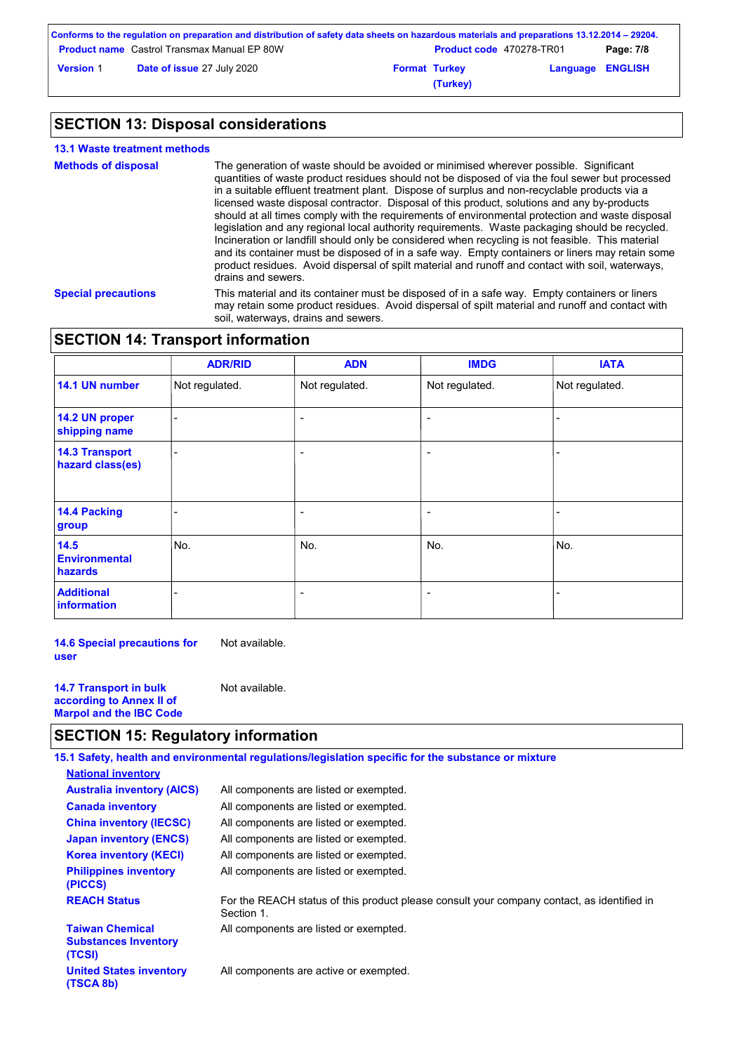## SECTION 13: Disposal considerations

### 13.1 Waste treatment methods

**Methods of disposal**

The generation of waste should be avoided or minimised wherever possible. Significant quantities of waste product residues should not be disposed of via the foul sewer but processed in a suitable effluent treatment plant. Dispose of surplus and non-recyclable products via a licensed waste disposal contractor. Disposal of this product, solutions and any by-products should at all times comply with the requirements of environmental protection and waste disposal legislation and any regional local authority requirements. Waste packaging should be recycled. Incineration or landfill should only be considered when recycling is not feasible. This material and its container must be disposed of in a safe way. Empty containers or liners may retain some product residues. Avoid dispersal of spilt material and runoff and contact with soil, waterways, drains and sewers.

**Special precautions**

This material and its container must be disposed of in a safe way. Empty containers or liners may retain some product residues. Avoid dispersal of spilt material and runoff and contact with soil, waterways, drains and sewers.

## SECTION 14: Transport information

| | ADR/RID | ADN | IMDG | IATA |
|---|---|---|---|---|
| **14.1 UN number** | Not regulated. | Not regulated. | Not regulated. | Not regulated. |
| **14.2 UN proper shipping name** | - | - | - | - |
| **14.3 Transport hazard class(es)** | - | - | - | - |
| **14.4 Packing group** | - | - | - | - |
| **14.5 Environmental hazards** | No. | No. | No. | No. |
| **Additional information** | - | - | - | - |

**14.6 Special precautions for user**

Not available.

**14.7 Transport in bulk according to Annex II of Marpol and the IBC Code**

Not available.

## SECTION 15: Regulatory information

### 15.1 Safety, health and environmental regulations/legislation specific for the substance or mixture

**National inventory**

**Australia inventory (AICS)**: All components are listed or exempted.

**Canada inventory**: All components are listed or exempted.

**China inventory (IECSC)**: All components are listed or exempted.

**Japan inventory (ENCS)**: All components are listed or exempted.

**Korea inventory (KECI)**: All components are listed or exempted.

**Philippines inventory (PICCS)**: All components are listed or exempted.

**REACH Status**: For the REACH status of this product please consult your company contact, as identified in Section 1.

**Taiwan Chemical Substances Inventory (TCSI)**: All components are listed or exempted.

**United States inventory (TSCA 8b)**: All components are active or exempted.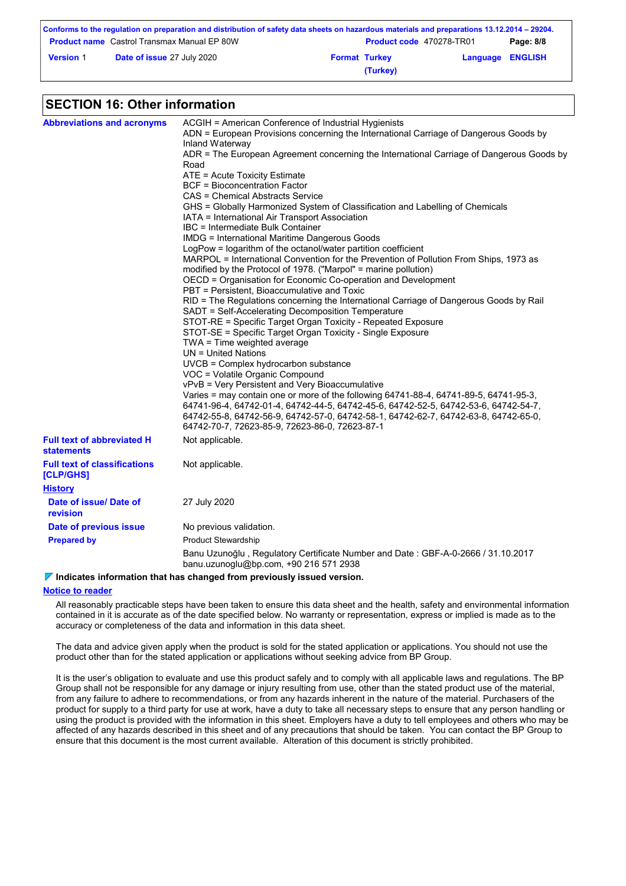## SECTION 16: Other information

| | |
|---|---|
| **Abbreviations and acronyms** | ACGIH = American Conference of Industrial Hygienists<br>ADN = European Provisions concerning the International Carriage of Dangerous Goods by Inland Waterway<br>ADR = The European Agreement concerning the International Carriage of Dangerous Goods by Road<br>ATE = Acute Toxicity Estimate<br>BCF = Bioconcentration Factor<br>CAS = Chemical Abstracts Service<br>GHS = Globally Harmonized System of Classification and Labelling of Chemicals<br>IATA = International Air Transport Association<br>IBC = Intermediate Bulk Container<br>IMDG = International Maritime Dangerous Goods<br>LogPow = logarithm of the octanol/water partition coefficient<br>MARPOL = International Convention for the Prevention of Pollution From Ships, 1973 as modified by the Protocol of 1978. ("Marpol" = marine pollution)<br>OECD = Organisation for Economic Co-operation and Development<br>PBT = Persistent, Bioaccumulative and Toxic<br>RID = The Regulations concerning the International Carriage of Dangerous Goods by Rail<br>SADT = Self-Accelerating Decomposition Temperature<br>STOT-RE = Specific Target Organ Toxicity - Repeated Exposure<br>STOT-SE = Specific Target Organ Toxicity - Single Exposure<br>TWA = Time weighted average<br>UN = United Nations<br>UVCB = Complex hydrocarbon substance<br>VOC = Volatile Organic Compound<br>vPvB = Very Persistent and Very Bioaccumulative<br>Varies = may contain one or more of the following 64741-88-4, 64741-89-5, 64741-95-3, 64741-96-4, 64742-01-4, 64742-44-5, 64742-45-6, 64742-52-5, 64742-53-6, 64742-54-7, 64742-55-8, 64742-56-9, 64742-57-0, 64742-58-1, 64742-62-7, 64742-63-8, 64742-65-0, 64742-70-7, 72623-85-9, 72623-86-0, 72623-87-1 |
| **Full text of abbreviated H statements** | Not applicable. |
| **Full text of classifications [CLP/GHS]** | Not applicable. |

**History**

| | |
|---|---|
| **Date of issue/ Date of revision** | 27 July 2020 |
| **Date of previous issue** | No previous validation. |
| **Prepared by** | Product Stewardship<br>Banu Uzunoğlu , Regulatory Certificate Number and Date : GBF-A-0-2666 / 31.10.2017 banu.uzunoglu@bp.com, +90 216 571 2938 |

**Indicates information that has changed from previously issued version.**

**Notice to reader**

All reasonably practicable steps have been taken to ensure this data sheet and the health, safety and environmental information contained in it is accurate as of the date specified below. No warranty or representation, express or implied is made as to the accuracy or completeness of the data and information in this data sheet.

The data and advice given apply when the product is sold for the stated application or applications. You should not use the product other than for the stated application or applications without seeking advice from BP Group.

It is the user's obligation to evaluate and use this product safely and to comply with all applicable laws and regulations. The BP Group shall not be responsible for any damage or injury resulting from use, other than the stated product use of the material, from any failure to adhere to recommendations, or from any hazards inherent in the nature of the material. Purchasers of the product for supply to a third party for use at work, have a duty to take all necessary steps to ensure that any person handling or using the product is provided with the information in this sheet. Employers have a duty to tell employees and others who may be affected of any hazards described in this sheet and of any precautions that should be taken. You can contact the BP Group to ensure that this document is the most current available. Alteration of this document is strictly prohibited.